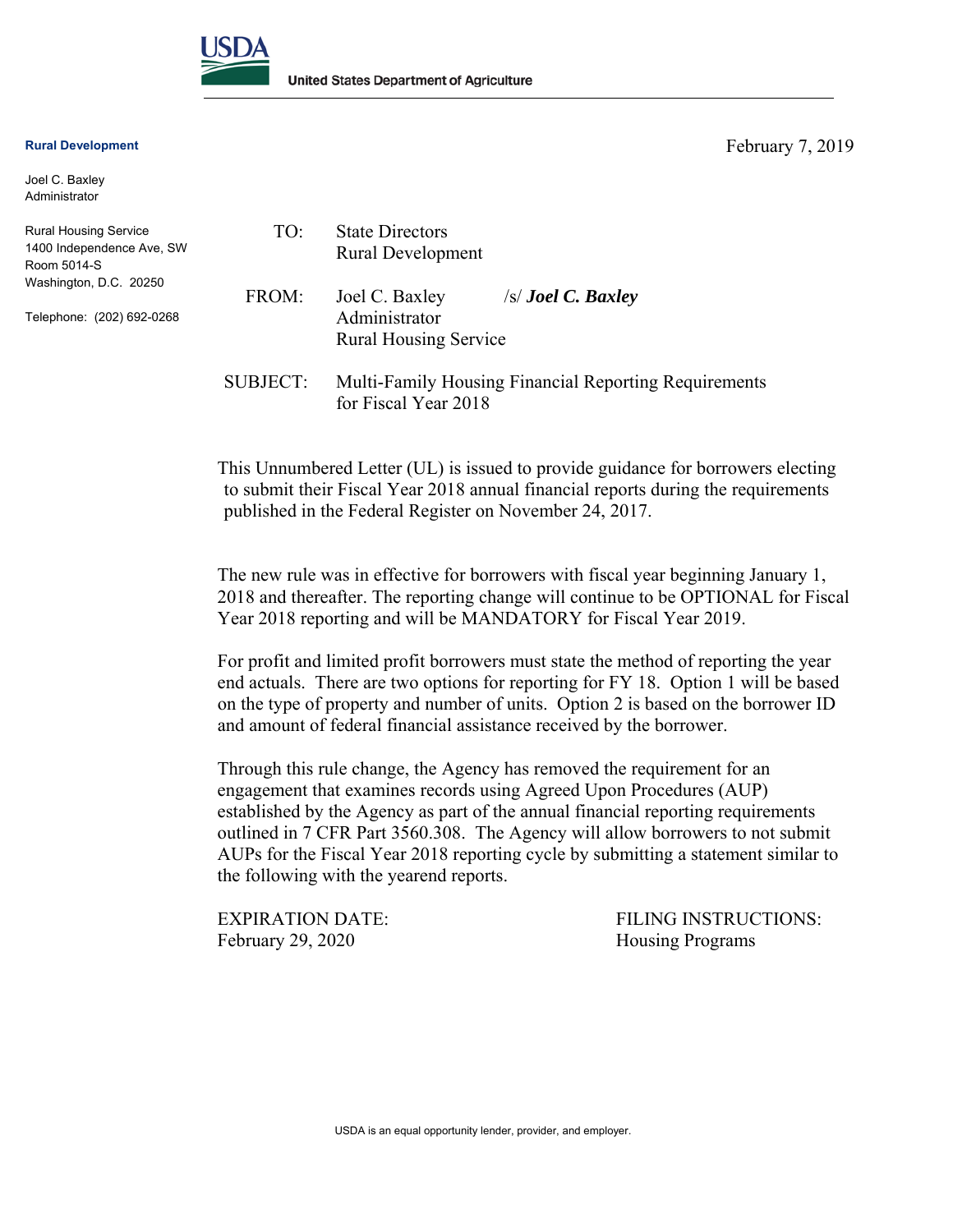**USDA**

United States Department of Agriculture

**Rural Development**

Joel C. Baxley
Administrator

Rural Housing Service
1400 Independence Ave, SW
Room 5014-S
Washington, D.C. 20250

Telephone: (202) 692-0268

February 7, 2019

TO: State Directors
Rural Development

FROM: Joel C. Baxley /s/ ***Joel C. Baxley***
Administrator
Rural Housing Service

SUBJECT: Multi-Family Housing Financial Reporting Requirements for Fiscal Year 2018

This Unnumbered Letter (UL) is issued to provide guidance for borrowers electing to submit their Fiscal Year 2018 annual financial reports during the requirements published in the Federal Register on November 24, 2017.

The new rule was in effective for borrowers with fiscal year beginning January 1, 2018 and thereafter. The reporting change will continue to be OPTIONAL for Fiscal Year 2018 reporting and will be MANDATORY for Fiscal Year 2019.

For profit and limited profit borrowers must state the method of reporting the year end actuals. There are two options for reporting for FY 18. Option 1 will be based on the type of property and number of units. Option 2 is based on the borrower ID and amount of federal financial assistance received by the borrower.

Through this rule change, the Agency has removed the requirement for an engagement that examines records using Agreed Upon Procedures (AUP) established by the Agency as part of the annual financial reporting requirements outlined in 7 CFR Part 3560.308. The Agency will allow borrowers to not submit AUPs for the Fiscal Year 2018 reporting cycle by submitting a statement similar to the following with the yearend reports.

EXPIRATION DATE:
February 29, 2020

FILING INSTRUCTIONS:
Housing Programs

USDA is an equal opportunity lender, provider, and employer.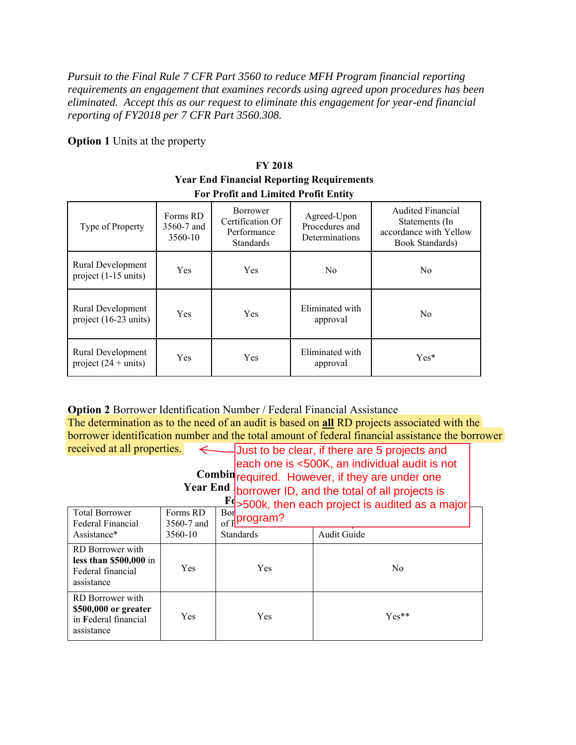*Pursuit to the Final Rule 7 CFR Part 3560 to reduce MFH Program financial reporting requirements an engagement that examines records using agreed upon procedures has been eliminated. Accept this as our request to eliminate this engagement for year-end financial reporting of FY2018 per 7 CFR Part 3560.308.*

**Option 1** Units at the property

**FY 2018**
**Year End Financial Reporting Requirements**
**For Profit and Limited Profit Entity**

| Type of Property | Forms RD 3560-7 and 3560-10 | Borrower Certification Of Performance Standards | Agreed-Upon Procedures and Determinations | Audited Financial Statements (In accordance with Yellow Book Standards) |
|---|---|---|---|---|
| Rural Development project (1-15 units) | Yes | Yes | No | No |
| Rural Development project (16-23 units) | Yes | Yes | Eliminated with approval | No |
| Rural Development project (24 + units) | Yes | Yes | Eliminated with approval | Yes* |

**Option 2** Borrower Identification Number / Federal Financial Assistance

The determination as to the need of an audit is based on **all** RD projects associated with the borrower identification number and the total amount of federal financial assistance the borrower received at all properties.

Just to be clear, if there are 5 projects and each one is <500K, an individual audit is not required. However, if they are under one borrower ID, and the total of all projects is >500k, then each project is audited as a major program?

**Combin... Year End ... Fo...**

| Total Borrower Federal Financial Assistance* | Forms RD 3560-7 and 3560-10 | Bor... of F... Standards | ... Audit Guide |
|---|---|---|---|
| RD Borrower with **less than $500,000** in Federal financial assistance | Yes | Yes | No |
| RD Borrower with **$500,000 or greater** in **F**ederal financial assistance | Yes | Yes | Yes** |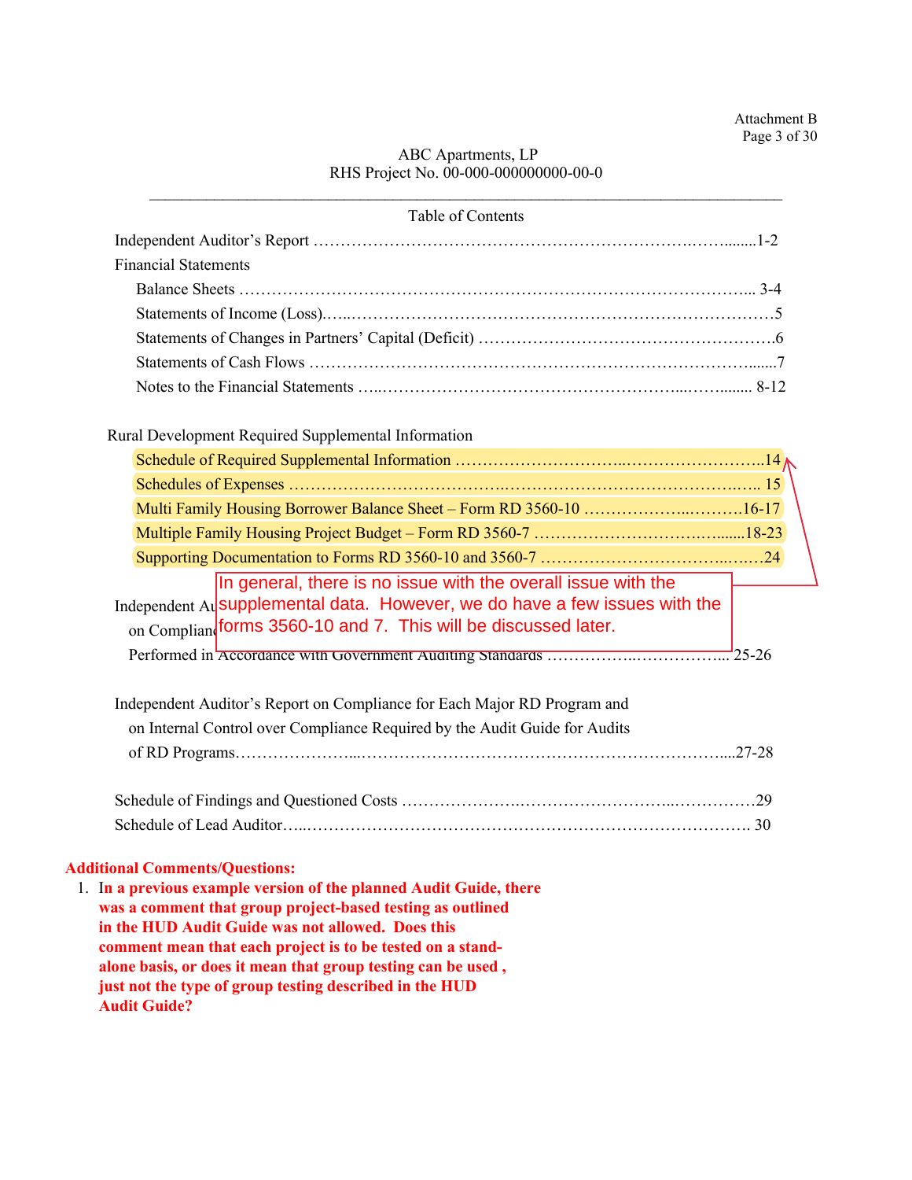ABC Apartments, LP
RHS Project No. 00-000-000000000-00-0

Table of Contents

Independent Auditor's Report ……………………………………………………………………1-2

Financial Statements

- Balance Sheets ………………………………………………………………………………… 3-4
- Statements of Income (Loss)……………………………………………………………………5
- Statements of Changes in Partners' Capital (Deficit) ………………………………………………6
- Statements of Cash Flows ………………………………………………………………………7
- Notes to the Financial Statements ……………………………………………………………… 8-12

Rural Development Required Supplemental Information

- Schedule of Required Supplemental Information ………………………………………………14
- Schedules of Expenses ……………………………………………………………………… 15
- Multi Family Housing Borrower Balance Sheet – Form RD 3560-10 ……………………………16-17
- Multiple Family Housing Project Budget – Form RD 3560-7 …………………………………18-23
- Supporting Documentation to Forms RD 3560-10 and 3560-7 …………………………………24

In general, there is no issue with the overall issue with the supplemental data. However, we do have a few issues with the forms 3560-10 and 7. This will be discussed later.

Independent Auditor's Report on Internal Control over Financial Reporting and on Compliance and Other Matters Based on an Audit of Financial Statements Performed in Accordance with Government Auditing Standards ………………………………… 25-26

Independent Auditor's Report on Compliance for Each Major RD Program and on Internal Control over Compliance Required by the Audit Guide for Audits of RD Programs……………………………………………………………………………27-28

Schedule of Findings and Questioned Costs ………………………………………………………29

Schedule of Lead Auditor…………………………………………………………………………. 30

**Additional Comments/Questions:**

1. **In a previous example version of the planned Audit Guide, there was a comment that group project-based testing as outlined in the HUD Audit Guide was not allowed. Does this comment mean that each project is to be tested on a stand-alone basis, or does it mean that group testing can be used , just not the type of group testing described in the HUD Audit Guide?**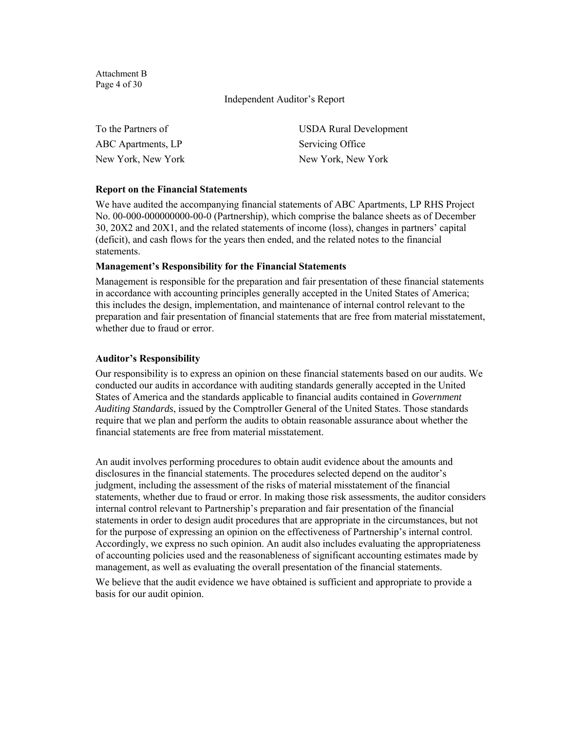Attachment B

Independent Auditor's Report

| | |
|---|---|
| To the Partners of | USDA Rural Development |
| ABC Apartments, LP | Servicing Office |
| New York, New York | New York, New York |

**Report on the Financial Statements**

We have audited the accompanying financial statements of ABC Apartments, LP RHS Project No. 00-000-000000000-00-0 (Partnership), which comprise the balance sheets as of December 30, 20X2 and 20X1, and the related statements of income (loss), changes in partners' capital (deficit), and cash flows for the years then ended, and the related notes to the financial statements.

**Management's Responsibility for the Financial Statements**

Management is responsible for the preparation and fair presentation of these financial statements in accordance with accounting principles generally accepted in the United States of America; this includes the design, implementation, and maintenance of internal control relevant to the preparation and fair presentation of financial statements that are free from material misstatement, whether due to fraud or error.

**Auditor's Responsibility**

Our responsibility is to express an opinion on these financial statements based on our audits. We conducted our audits in accordance with auditing standards generally accepted in the United States of America and the standards applicable to financial audits contained in *Government Auditing Standards*, issued by the Comptroller General of the United States. Those standards require that we plan and perform the audits to obtain reasonable assurance about whether the financial statements are free from material misstatement.

An audit involves performing procedures to obtain audit evidence about the amounts and disclosures in the financial statements. The procedures selected depend on the auditor's judgment, including the assessment of the risks of material misstatement of the financial statements, whether due to fraud or error. In making those risk assessments, the auditor considers internal control relevant to Partnership's preparation and fair presentation of the financial statements in order to design audit procedures that are appropriate in the circumstances, but not for the purpose of expressing an opinion on the effectiveness of Partnership's internal control. Accordingly, we express no such opinion. An audit also includes evaluating the appropriateness of accounting policies used and the reasonableness of significant accounting estimates made by management, as well as evaluating the overall presentation of the financial statements.

We believe that the audit evidence we have obtained is sufficient and appropriate to provide a basis for our audit opinion.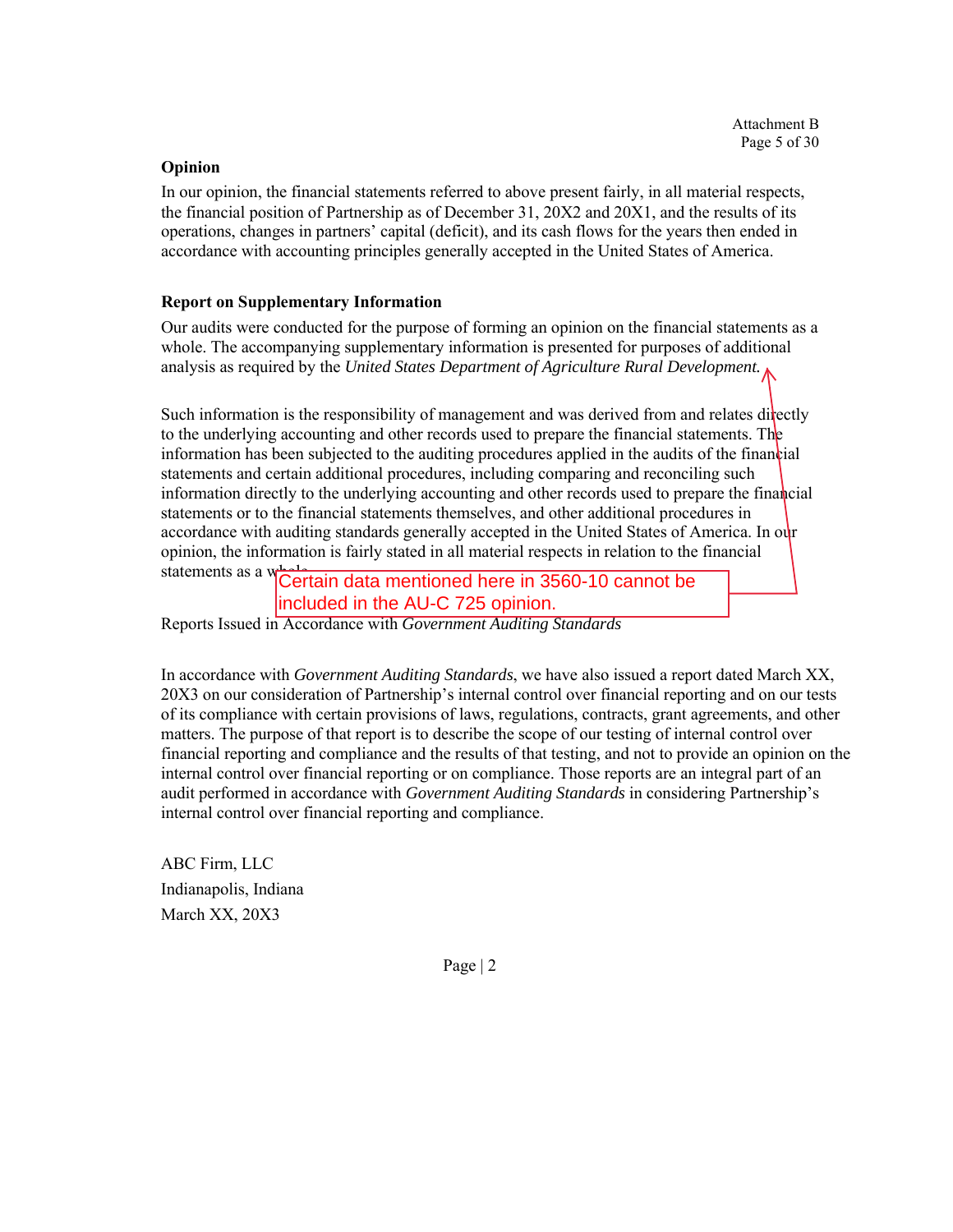**Opinion**

In our opinion, the financial statements referred to above present fairly, in all material respects, the financial position of Partnership as of December 31, 20X2 and 20X1, and the results of its operations, changes in partners' capital (deficit), and its cash flows for the years then ended in accordance with accounting principles generally accepted in the United States of America.

**Report on Supplementary Information**

Our audits were conducted for the purpose of forming an opinion on the financial statements as a whole. The accompanying supplementary information is presented for purposes of additional analysis as required by the *United States Department of Agriculture Rural Development.*

Such information is the responsibility of management and was derived from and relates directly to the underlying accounting and other records used to prepare the financial statements. The information has been subjected to the auditing procedures applied in the audits of the financial statements and certain additional procedures, including comparing and reconciling such information directly to the underlying accounting and other records used to prepare the financial statements or to the financial statements themselves, and other additional procedures in accordance with auditing standards generally accepted in the United States of America. In our opinion, the information is fairly stated in all material respects in relation to the financial statements as a whole.

Certain data mentioned here in 3560-10 cannot be included in the AU-C 725 opinion.

Reports Issued in Accordance with *Government Auditing Standards*

In accordance with *Government Auditing Standards*, we have also issued a report dated March XX, 20X3 on our consideration of Partnership's internal control over financial reporting and on our tests of its compliance with certain provisions of laws, regulations, contracts, grant agreements, and other matters. The purpose of that report is to describe the scope of our testing of internal control over financial reporting and compliance and the results of that testing, and not to provide an opinion on the internal control over financial reporting or on compliance. Those reports are an integral part of an audit performed in accordance with *Government Auditing Standards* in considering Partnership's internal control over financial reporting and compliance.

ABC Firm, LLC
Indianapolis, Indiana
March XX, 20X3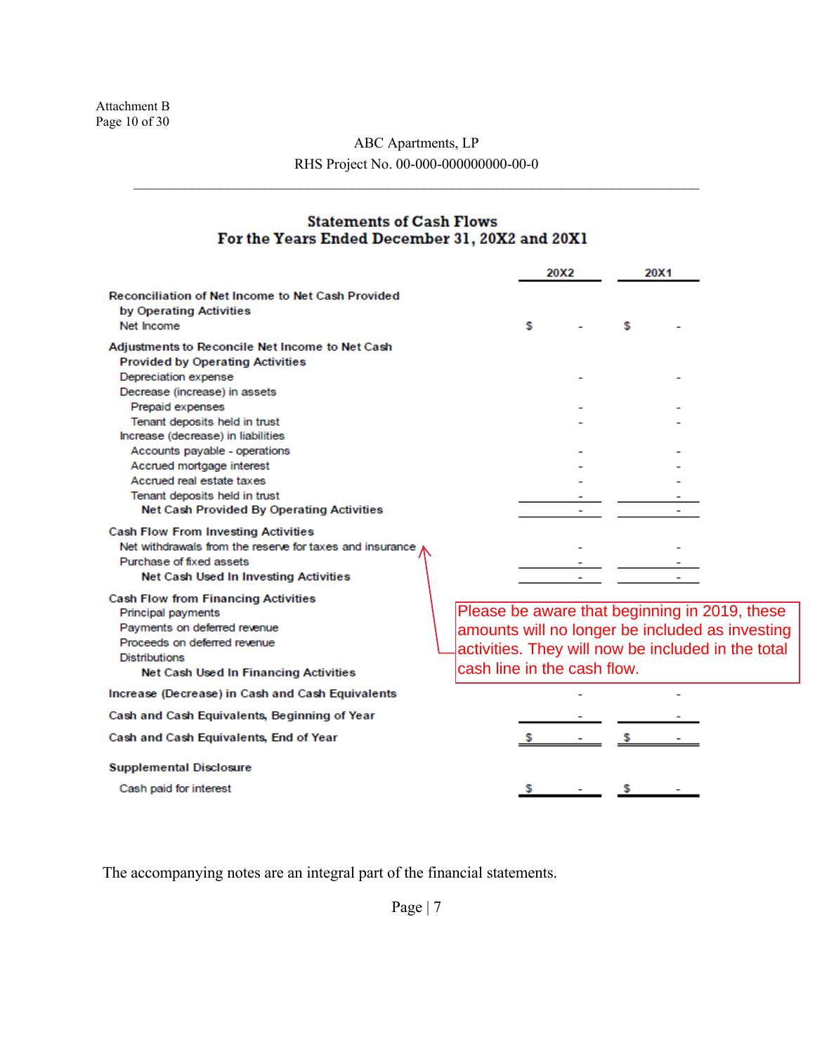Attachment B
Page 10 of 30

ABC Apartments, LP

RHS Project No. 00-000-000000000-00-0

## Statements of Cash Flows
## For the Years Ended December 31, 20X2 and 20X1

| | 20X2 | 20X1 |
|---|---|---|
| **Reconciliation of Net Income to Net Cash Provided by Operating Activities** | | |
| Net Income | $ - | $ - |
| **Adjustments to Reconcile Net Income to Net Cash Provided by Operating Activities** | | |
| Depreciation expense | - | - |
| Decrease (increase) in assets | | |
| Prepaid expenses | - | - |
| Tenant deposits held in trust | - | - |
| Increase (decrease) in liabilities | | |
| Accounts payable - operations | - | - |
| Accrued mortgage interest | - | - |
| Accrued real estate taxes | - | - |
| Tenant deposits held in trust | - | - |
| **Net Cash Provided By Operating Activities** | - | - |
| **Cash Flow From Investing Activities** | | |
| Net withdrawals from the reserve for taxes and insurance | - | - |
| Purchase of fixed assets | - | - |
| **Net Cash Used In Investing Activities** | - | - |
| **Cash Flow from Financing Activities** | | |
| Principal payments | | |
| Payments on deferred revenue | | |
| Proceeds on deferred revenue | | |
| Distributions | | |
| **Net Cash Used In Financing Activities** | | |
| **Increase (Decrease) in Cash and Cash Equivalents** | - | - |
| **Cash and Cash Equivalents, Beginning of Year** | - | - |
| **Cash and Cash Equivalents, End of Year** | $ - | $ - |
| **Supplemental Disclosure** | | |
| Cash paid for interest | $ - | $ - |

Please be aware that beginning in 2019, these amounts will no longer be included as investing activities. They will now be included in the total cash line in the cash flow.

The accompanying notes are an integral part of the financial statements.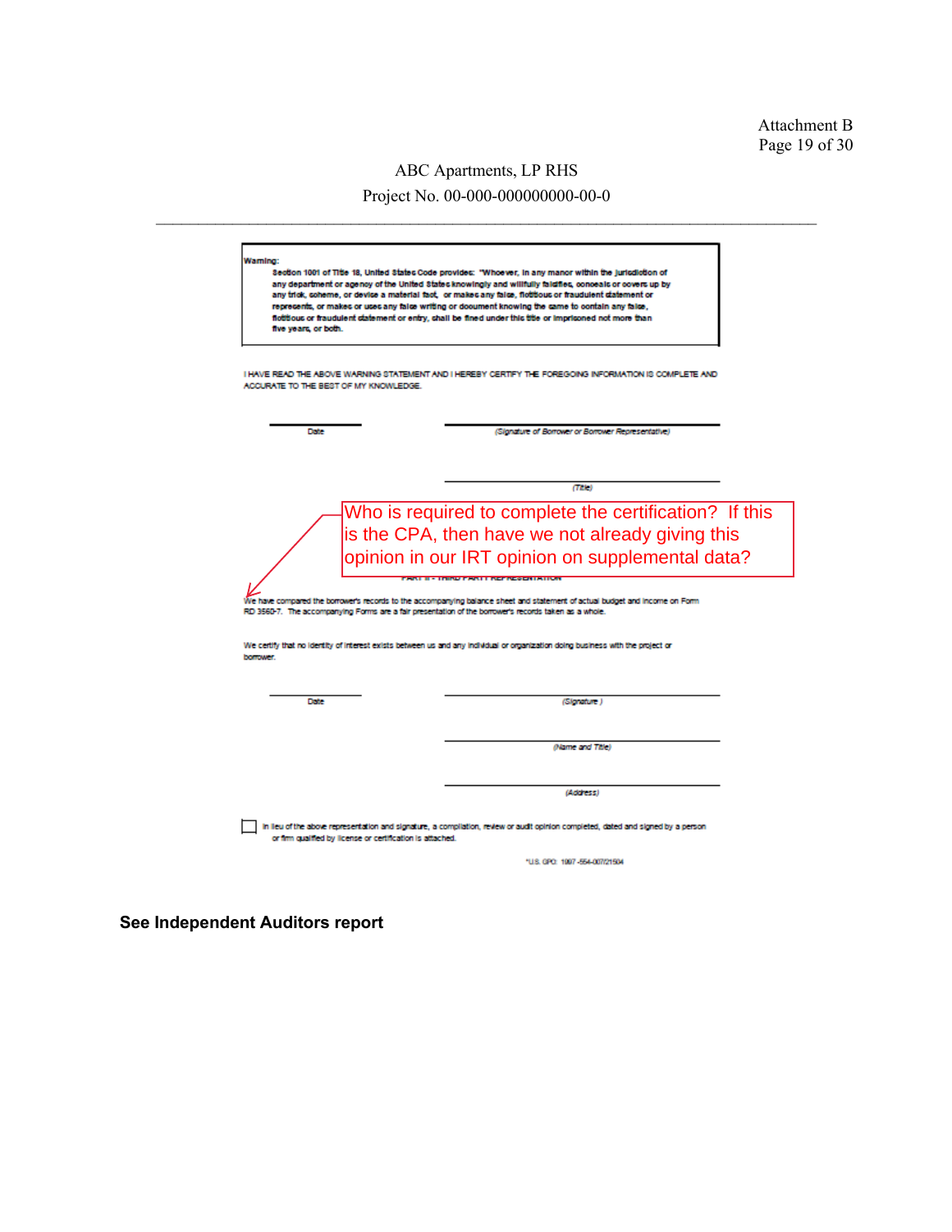Attachment B

ABC Apartments, LP RHS

Project No. 00-000-000000000-00-0

---

**Warning:**

**Section 1001 of Title 18, United States Code provides: "Whoever, in any manor within the jurisdiction of any department or agency of the United States knowingly and willfully falsifies, conceals or covers up by any trick, scheme, or device a material fact, or makes any false, fictitious or fraudulent statement or represents, or makes or uses any false writing or document knowing the same to contain any false, fictitious or fraudulent statement or entry, shall be fined under this title or imprisoned not more than five years, or both.**

I HAVE READ THE ABOVE WARNING STATEMENT AND I HEREBY CERTIFY THE FOREGOING INFORMATION IS COMPLETE AND ACCURATE TO THE BEST OF MY KNOWLEDGE.

Date

*(Signature of Borrower or Borrower Representative)*

*(Title)*

Who is required to complete the certification? If this is the CPA, then have we not already giving this opinion in our IRT opinion on supplemental data?

PART II - THIRD PARTY REPRESENTATION

We have compared the borrower's records to the accompanying balance sheet and statement of actual budget and income on Form RD 3560-7. The accompanying Forms are a fair presentation of the borrower's records taken as a whole.

We certify that no identity of interest exists between us and any individual or organization doing business with the project or borrower.

Date

*(Signature )*

*(Name and Title)*

*(Address)*

☐ In lieu of the above representation and signature, a compilation, review or audit opinion completed, dated and signed by a person or firm qualified by license or certification is attached.

*U.S. GPO: 1997 -554-007/21504

**See Independent Auditors report**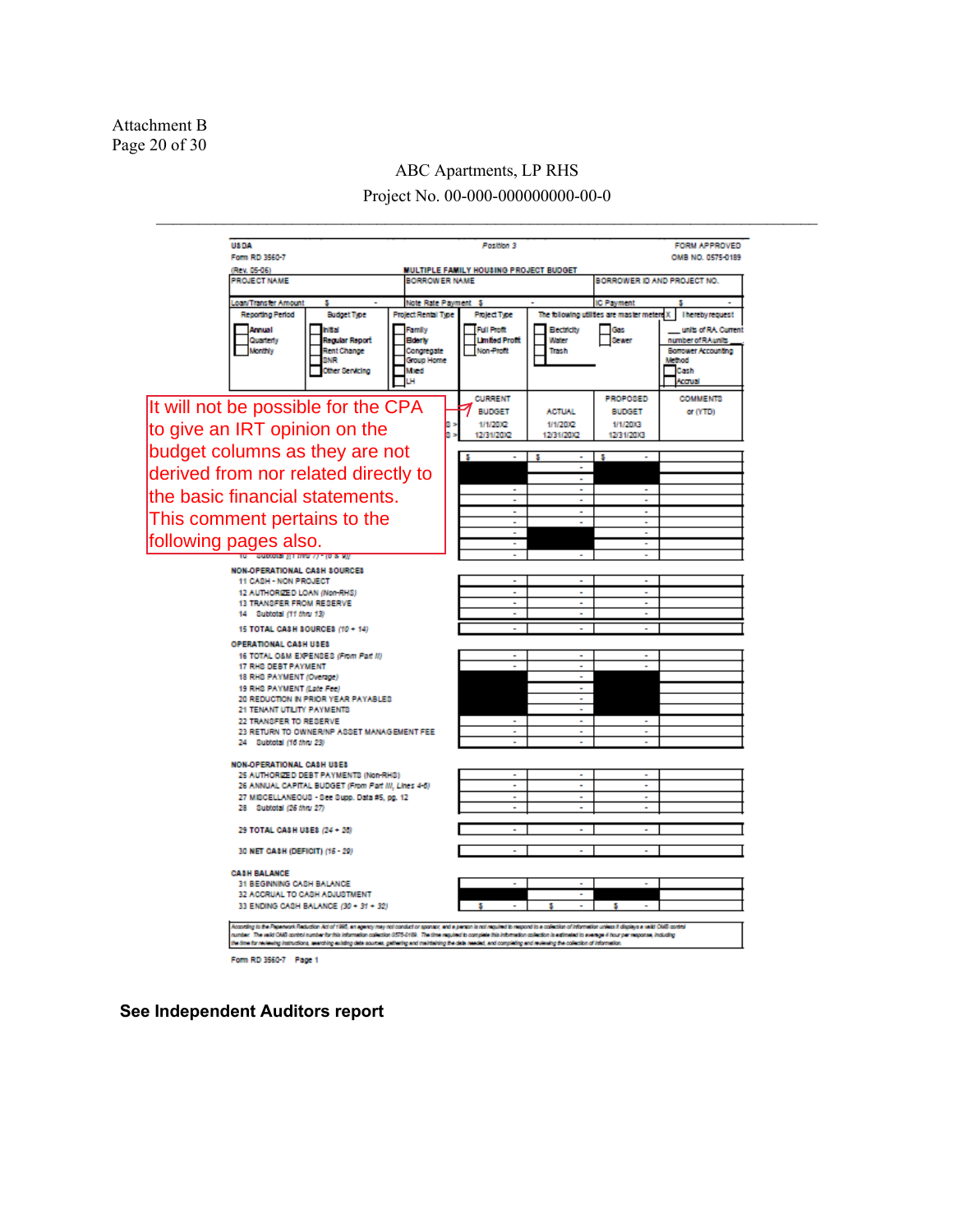Attachment B

ABC Apartments, LP RHS
Project No. 00-000-000000000-00-0

---

USDA
Form RD 3560-7
(Rev. 05-06)

Position 3

FORM APPROVED
OMB NO. 0575-0189

MULTIPLE FAMILY HOUSING PROJECT BUDGET

| PROJECT NAME | BORROWER NAME | BORROWER ID AND PROJECT NO. |
|---|---|---|
| Loan/Transfer Amount $ - | Note Rate Payment $ - | IC Payment $ - |

| Reporting Period | Budget Type | Project Rental Type | Project Type | The following utilities are master metered | | I hereby request |
|---|---|---|---|---|---|---|
| Annual | Initial | Family | Full Profit | Electricity | Gas | ___ units of RA. Current number of RA units ___ |
| Quarterly | Regular Report | Elderly | Limited Profit | Water | Sewer | Borrower Accounting Method |
| Monthly | Rent Change | Congregate | Non-Profit | Trash | | Cash |
| | SNR | Group Home | | | | Accrual |
| | Other Servicing | Mixed | | | | |
| | | LH | | | | |

It will not be possible for the CPA to give an IRT opinion on the budget columns as they are not derived from nor related directly to the basic financial statements. This comment pertains to the following pages also.

| | CURRENT BUDGET 1/1/20X2 12/31/20X2 | ACTUAL 1/1/20X2 12/31/20X2 | PROPOSED BUDGET 1/1/20X3 12/31/20X3 | COMMENTS or (YTD) |
|---|---|---|---|---|
| | $ - | $ - | $ - | |
| | | - | | |
| | | - | | |
| | - | - | - | |
| | - | - | - | |
| | - | - | - | |
| | - | - | - | |
| | - | | - | |
| | - | | - | |
| 10 Subtotal [(1 thru 7) - (8 & 9)] | - | - | - | |
| **NON-OPERATIONAL CASH SOURCES** | | | | |
| 11 CASH - NON PROJECT | - | - | - | |
| 12 AUTHORIZED LOAN (Non-RHS) | - | - | - | |
| 13 TRANSFER FROM RESERVE | - | - | - | |
| 14 Subtotal (11 thru 13) | - | - | - | |
| 15 TOTAL CASH SOURCES (10 + 14) | - | - | - | |
| **OPERATIONAL CASH USES** | | | | |
| 16 TOTAL O&M EXPENSES (From Part II) | - | - | - | |
| 17 RHS DEBT PAYMENT | - | - | - | |
| 18 RHS PAYMENT (Overage) | | - | | |
| 19 RHS PAYMENT (Late Fee) | | - | | |
| 20 REDUCTION IN PRIOR YEAR PAYABLES | | - | | |
| 21 TENANT UTILITY PAYMENTS | | - | | |
| 22 TRANSFER TO RESERVE | - | - | - | |
| 23 RETURN TO OWNER/NP ASSET MANAGEMENT FEE | - | - | - | |
| 24 Subtotal (16 thru 23) | - | - | - | |
| **NON-OPERATIONAL CASH USES** | | | | |
| 25 AUTHORIZED DEBT PAYMENTS (Non-RHS) | - | - | - | |
| 26 ANNUAL CAPITAL BUDGET (From Part III, Lines 4-6) | - | - | - | |
| 27 MISCELLANEOUS - See Supp. Data #5, pg. 12 | - | - | - | |
| 28 Subtotal (25 thru 27) | - | - | - | |
| 29 TOTAL CASH USES (24 + 28) | - | - | - | |
| 30 NET CASH (DEFICIT) (15 - 29) | - | - | - | |
| **CASH BALANCE** | | | | |
| 31 BEGINNING CASH BALANCE | - | - | - | |
| 32 ACCRUAL TO CASH ADJUSTMENT | | - | | |
| 33 ENDING CASH BALANCE (30 + 31 + 32) | $ - | $ - | $ - | |

According to the Paperwork Reduction Act of 1995, an agency may not conduct or sponsor, and a person is not required to respond to a collection of information unless it displays a valid OMB control number. The valid OMB control number for this information collection 0575-0189. The time required to complete this information collection is estimated to average 4 hour per response, including the time for reviewing instructions, searching existing data sources, gathering and maintaining the data needed, and completing and reviewing the collection of information.

Form RD 3560-7 Page 1

**See Independent Auditors report**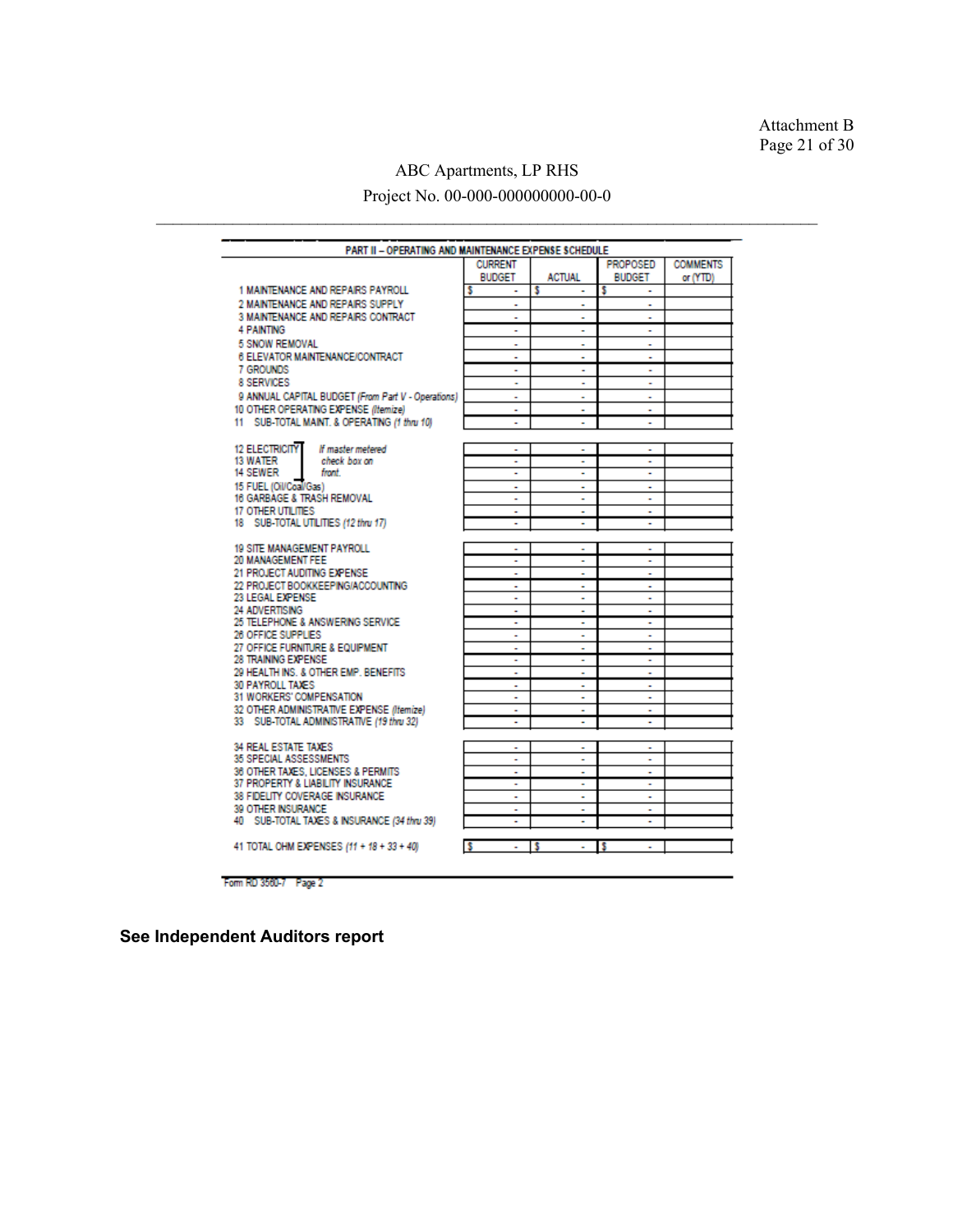Attachment B

ABC Apartments, LP RHS

Project No. 00-000-000000000-00-0

| PART II – OPERATING AND MAINTENANCE EXPENSE SCHEDULE | CURRENT BUDGET | ACTUAL | PROPOSED BUDGET | COMMENTS or (YTD) |
|---|---|---|---|---|
| 1 MAINTENANCE AND REPAIRS PAYROLL | $ - | $ - | $ - | |
| 2 MAINTENANCE AND REPAIRS SUPPLY | - | - | - | |
| 3 MAINTENANCE AND REPAIRS CONTRACT | - | - | - | |
| 4 PAINTING | - | - | - | |
| 5 SNOW REMOVAL | - | - | - | |
| 6 ELEVATOR MAINTENANCE/CONTRACT | - | - | - | |
| 7 GROUNDS | - | - | - | |
| 8 SERVICES | - | - | - | |
| 9 ANNUAL CAPITAL BUDGET *(From Part V - Operations)* | - | - | - | |
| 10 OTHER OPERATING EXPENSE *(Itemize)* | - | - | - | |
| 11 SUB-TOTAL MAINT. & OPERATING *(1 thru 10)* | - | - | - | |
| 12 ELECTRICITY *(If master metered check box on front.)* | - | - | - | |
| 13 WATER | - | - | - | |
| 14 SEWER | - | - | - | |
| 15 FUEL (Oil/Coal/Gas) | - | - | - | |
| 16 GARBAGE & TRASH REMOVAL | - | - | - | |
| 17 OTHER UTILITIES | - | - | - | |
| 18 SUB-TOTAL UTILITIES *(12 thru 17)* | - | - | - | |
| 19 SITE MANAGEMENT PAYROLL | - | - | - | |
| 20 MANAGEMENT FEE | - | - | - | |
| 21 PROJECT AUDITING EXPENSE | - | - | - | |
| 22 PROJECT BOOKKEEPING/ACCOUNTING | - | - | - | |
| 23 LEGAL EXPENSE | - | - | - | |
| 24 ADVERTISING | - | - | - | |
| 25 TELEPHONE & ANSWERING SERVICE | - | - | - | |
| 26 OFFICE SUPPLIES | - | - | - | |
| 27 OFFICE FURNITURE & EQUIPMENT | - | - | - | |
| 28 TRAINING EXPENSE | - | - | - | |
| 29 HEALTH INS. & OTHER EMP. BENEFITS | - | - | - | |
| 30 PAYROLL TAXES | - | - | - | |
| 31 WORKERS' COMPENSATION | - | - | - | |
| 32 OTHER ADMINISTRATIVE EXPENSE *(Itemize)* | - | - | - | |
| 33 SUB-TOTAL ADMINISTRATIVE *(19 thru 32)* | - | - | - | |
| 34 REAL ESTATE TAXES | - | - | - | |
| 35 SPECIAL ASSESSMENTS | - | - | - | |
| 36 OTHER TAXES, LICENSES & PERMITS | - | - | - | |
| 37 PROPERTY & LIABILITY INSURANCE | - | - | - | |
| 38 FIDELITY COVERAGE INSURANCE | - | - | - | |
| 39 OTHER INSURANCE | - | - | - | |
| 40 SUB-TOTAL TAXES & INSURANCE *(34 thru 39)* | - | - | - | |
| 41 TOTAL OHM EXPENSES *(11 + 18 + 33 + 40)* | $ - | $ - | $ - | |

Form RD 3560-7 Page 2

**See Independent Auditors report**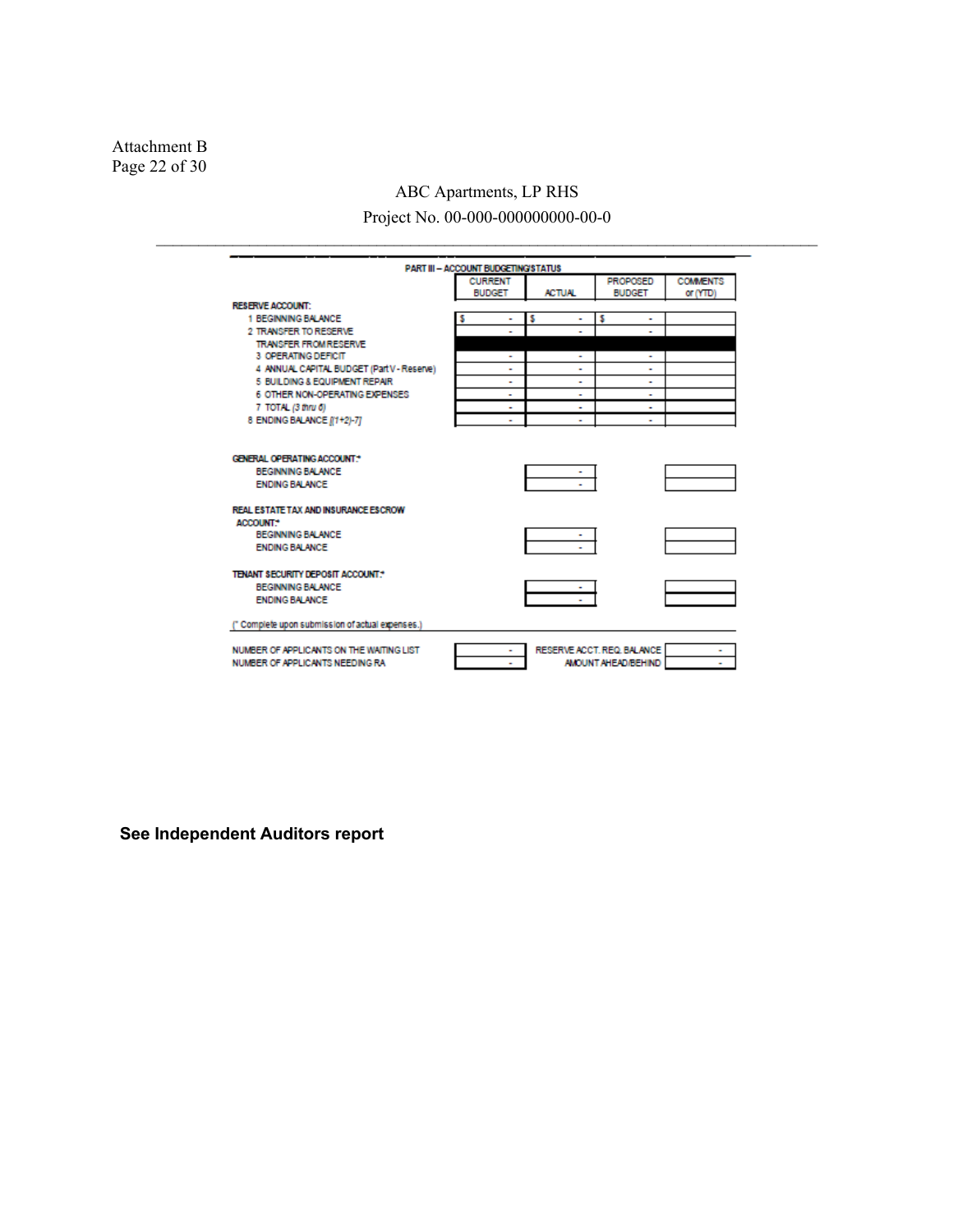Attachment B
Page 22 of 30

ABC Apartments, LP RHS

Project No. 00-000-000000000-00-0

**PART III – ACCOUNT BUDGETING/STATUS**

| | CURRENT BUDGET | ACTUAL | PROPOSED BUDGET | COMMENTS or (YTD) |
|---|---|---|---|---|
| **RESERVE ACCOUNT:** | | | | |
| 1 BEGINNING BALANCE | $ - | $ - | $ - | |
| 2 TRANSFER TO RESERVE | - | - | - | |
| TRANSFER FROM RESERVE | | | | |
| 3 OPERATING DEFICIT | - | - | - | |
| 4 ANNUAL CAPITAL BUDGET (Part V - Reserve) | - | - | - | |
| 5 BUILDING & EQUIPMENT REPAIR | - | - | - | |
| 6 OTHER NON-OPERATING EXPENSES | - | - | - | |
| 7 TOTAL *(3 thru 6)* | - | - | - | |
| 8 ENDING BALANCE *[(1+2)-7]* | - | - | - | |
| | | | | |
| **GENERAL OPERATING ACCOUNT:*** | | | | |
| BEGINNING BALANCE | | - | | |
| ENDING BALANCE | | - | | |
| | | | | |
| **REAL ESTATE TAX AND INSURANCE ESCROW ACCOUNT:*** | | | | |
| BEGINNING BALANCE | | - | | |
| ENDING BALANCE | | - | | |
| | | | | |
| **TENANT SECURITY DEPOSIT ACCOUNT:*** | | | | |
| BEGINNING BALANCE | | - | | |
| ENDING BALANCE | | - | | |

(* Complete upon submission of actual expenses.)

| | | | |
|---|---|---|---|
| NUMBER OF APPLICANTS ON THE WAITING LIST | - | RESERVE ACCT. REQ. BALANCE | - |
| NUMBER OF APPLICANTS NEEDING RA | - | AMOUNT AHEAD/BEHIND | - |

**See Independent Auditors report**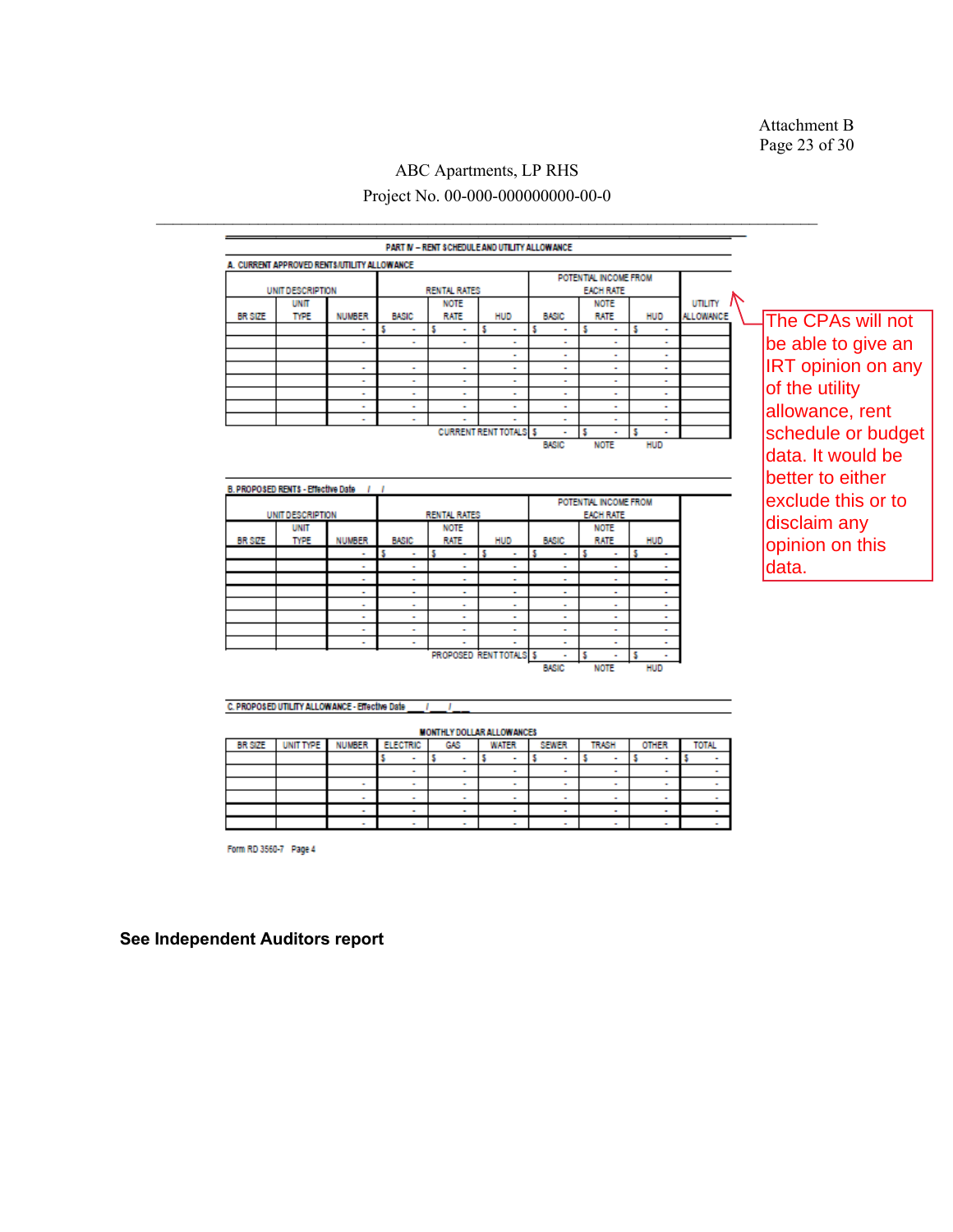Attachment B

ABC Apartments, LP RHS
Project No. 00-000-000000000-00-0

---

## PART IV – RENT SCHEDULE AND UTILITY ALLOWANCE

### A. CURRENT APPROVED RENTS/UTILITY ALLOWANCE

| UNIT DESCRIPTION | | | RENTAL RATES | | | POTENTIAL INCOME FROM EACH RATE | | | UTILITY ALLOWANCE |
|---|---|---|---|---|---|---|---|---|---|
| BR SIZE | UNIT TYPE | NUMBER | BASIC | NOTE RATE | HUD | BASIC | NOTE RATE | HUD | |
| | | - | $ - | $ - | $ - | $ - | $ - | $ - | |
| | | - | - | - | - | - | - | - | |
| | | - | | | - | - | - | - | |
| | | - | | | - | - | - | - | |
| | | - | - | - | - | - | - | - | |
| | | - | - | - | - | - | - | - | |
| | | - | - | - | - | - | - | - | |
| | | - | - | - | - | - | - | - | |
| | | - | - | - | - | - | - | - | |
| | | - | - | - | - | - | - | - | |
| | | | | | CURRENT RENT TOTALS | $ - | $ - | $ - | |
| | | | | | | BASIC | NOTE | HUD | |

The CPAs will not be able to give an IRT opinion on any of the utility allowance, rent schedule or budget data. It would be better to either exclude this or to disclaim any opinion on this data.

### B. PROPOSED RENTS - Effective Date / /

| UNIT DESCRIPTION | | | RENTAL RATES | | | POTENTIAL INCOME FROM EACH RATE | | |
|---|---|---|---|---|---|---|---|---|
| BR SIZE | UNIT TYPE | NUMBER | BASIC | NOTE RATE | HUD | BASIC | NOTE RATE | HUD |
| | | - | $ - | $ - | $ - | $ - | $ - | $ - |
| | | - | - | - | - | - | - | - |
| | | - | - | - | - | - | - | - |
| | | - | - | - | - | - | - | - |
| | | - | - | - | - | - | - | - |
| | | - | - | - | - | - | - | - |
| | | - | - | - | - | - | - | - |
| | | - | - | - | - | - | - | - |
| | | | | | PROPOSED RENT TOTALS | $ - | $ - | $ - |
| | | | | | | BASIC | NOTE | HUD |

### C. PROPOSED UTILITY ALLOWANCE - Effective Date ___ / ___ / ___

MONTHLY DOLLAR ALLOWANCES

| BR SIZE | UNIT TYPE | NUMBER | ELECTRIC | GAS | WATER | SEWER | TRASH | OTHER | TOTAL |
|---|---|---|---|---|---|---|---|---|---|
| | | | $ - | $ - | $ - | $ - | $ - | $ - | $ - |
| | | | - | - | - | - | - | - | - |
| | | - | - | - | - | - | - | - | - |
| | | - | - | - | - | - | - | - | - |
| | | - | - | - | - | - | - | - | - |
| | | - | - | - | - | - | - | - | - |

Form RD 3560-7 Page 4

**See Independent Auditors report**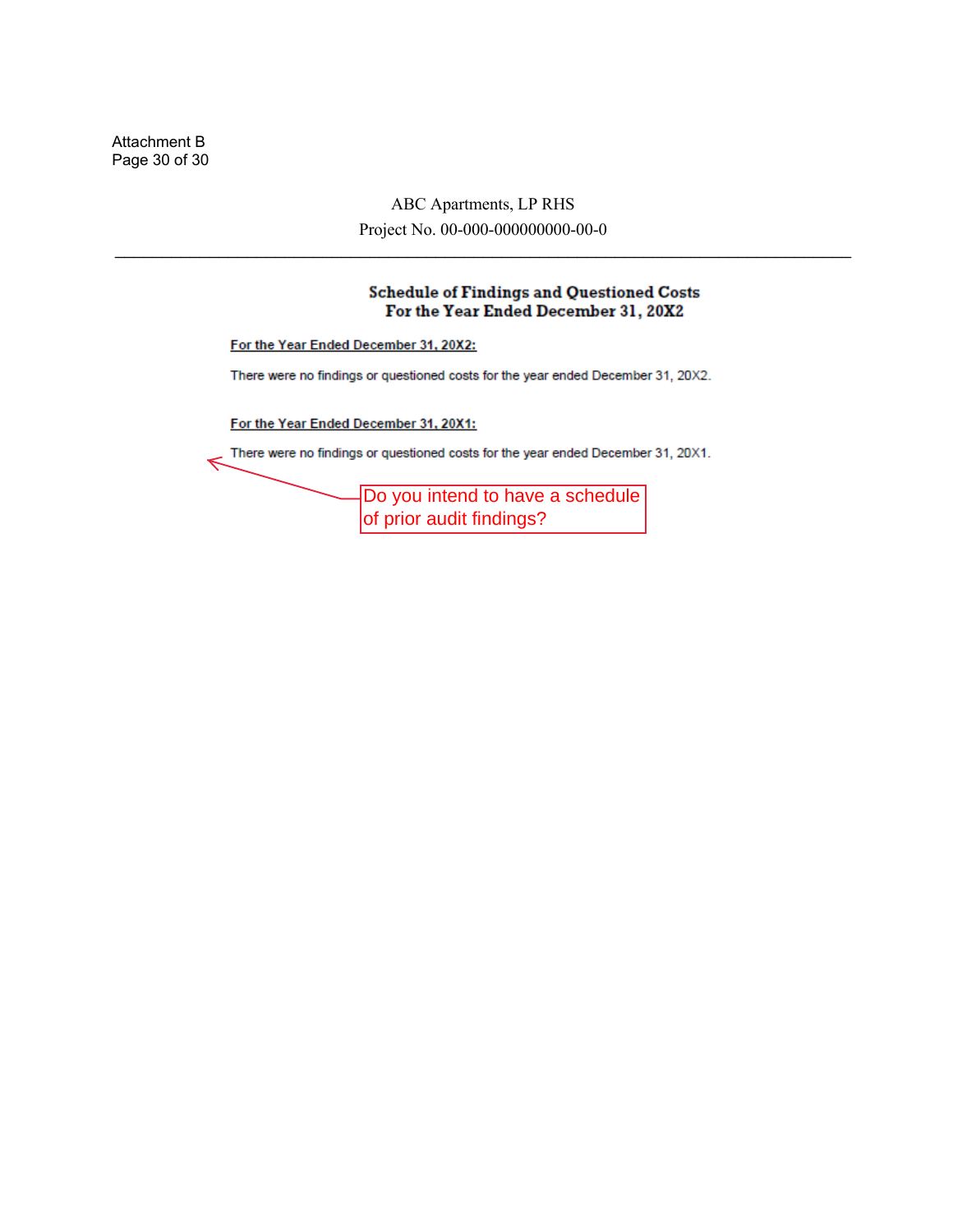Attachment B

ABC Apartments, LP RHS

Project No. 00-000-000000000-00-0

---

## Schedule of Findings and Questioned Costs
## For the Year Ended December 31, 20X2

**For the Year Ended December 31, 20X2:**

There were no findings or questioned costs for the year ended December 31, 20X2.

**For the Year Ended December 31, 20X1:**

There were no findings or questioned costs for the year ended December 31, 20X1.

Do you intend to have a schedule of prior audit findings?